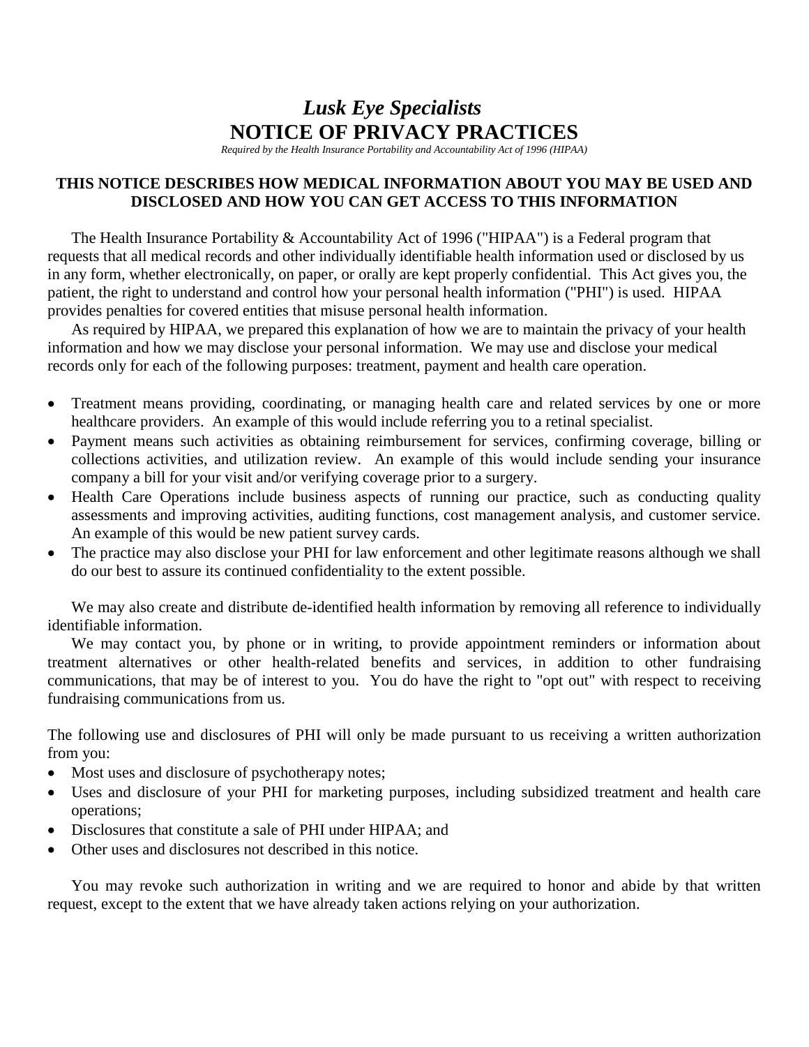# *Lusk Eye Specialists*

# NOTICE OF PRIVACY PRACTICES

*Required by the Health Insurance Portability and Accountability Act of 1996 (HIPAA)*

**THIS NOTICE DESCRIBES HOW MEDICAL INFORMATION ABOUT YOU MAY BE USED AND DISCLOSED AND HOW YOU CAN GET ACCESS TO THIS INFORMATION**

The Health Insurance Portability & Accountability Act of 1996 ("HIPAA") is a Federal program that requests that all medical records and other individually identifiable health information used or disclosed by us in any form, whether electronically, on paper, or orally are kept properly confidential. This Act gives you, the patient, the right to understand and control how your personal health information ("PHI") is used. HIPAA provides penalties for covered entities that misuse personal health information.

As required by HIPAA, we prepared this explanation of how we are to maintain the privacy of your health information and how we may disclose your personal information. We may use and disclose your medical records only for each of the following purposes: treatment, payment and health care operation.

- Treatment means providing, coordinating, or managing health care and related services by one or more healthcare providers. An example of this would include referring you to a retinal specialist.
- Payment means such activities as obtaining reimbursement for services, confirming coverage, billing or collections activities, and utilization review. An example of this would include sending your insurance company a bill for your visit and/or verifying coverage prior to a surgery.
- Health Care Operations include business aspects of running our practice, such as conducting quality assessments and improving activities, auditing functions, cost management analysis, and customer service. An example of this would be new patient survey cards.
- The practice may also disclose your PHI for law enforcement and other legitimate reasons although we shall do our best to assure its continued confidentiality to the extent possible.

We may also create and distribute de-identified health information by removing all reference to individually identifiable information.

We may contact you, by phone or in writing, to provide appointment reminders or information about treatment alternatives or other health-related benefits and services, in addition to other fundraising communications, that may be of interest to you. You do have the right to "opt out" with respect to receiving fundraising communications from us.

The following use and disclosures of PHI will only be made pursuant to us receiving a written authorization from you:

- Most uses and disclosure of psychotherapy notes;
- Uses and disclosure of your PHI for marketing purposes, including subsidized treatment and health care operations;
- Disclosures that constitute a sale of PHI under HIPAA; and
- Other uses and disclosures not described in this notice.

You may revoke such authorization in writing and we are required to honor and abide by that written request, except to the extent that we have already taken actions relying on your authorization.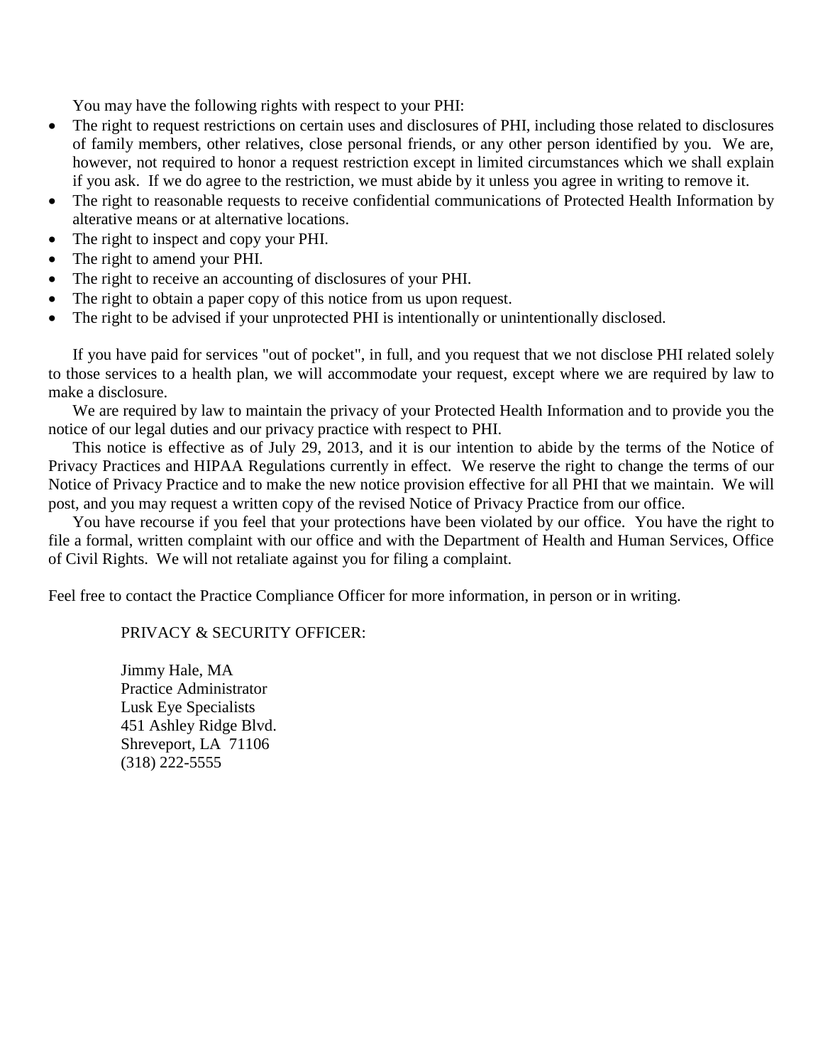You may have the following rights with respect to your PHI:

- The right to request restrictions on certain uses and disclosures of PHI, including those related to disclosures of family members, other relatives, close personal friends, or any other person identified by you. We are, however, not required to honor a request restriction except in limited circumstances which we shall explain if you ask. If we do agree to the restriction, we must abide by it unless you agree in writing to remove it.
- The right to reasonable requests to receive confidential communications of Protected Health Information by alterative means or at alternative locations.
- The right to inspect and copy your PHI.
- The right to amend your PHI.
- The right to receive an accounting of disclosures of your PHI.
- The right to obtain a paper copy of this notice from us upon request.
- The right to be advised if your unprotected PHI is intentionally or unintentionally disclosed.

If you have paid for services "out of pocket", in full, and you request that we not disclose PHI related solely to those services to a health plan, we will accommodate your request, except where we are required by law to make a disclosure.

We are required by law to maintain the privacy of your Protected Health Information and to provide you the notice of our legal duties and our privacy practice with respect to PHI.

This notice is effective as of July 29, 2013, and it is our intention to abide by the terms of the Notice of Privacy Practices and HIPAA Regulations currently in effect. We reserve the right to change the terms of our Notice of Privacy Practice and to make the new notice provision effective for all PHI that we maintain. We will post, and you may request a written copy of the revised Notice of Privacy Practice from our office.

You have recourse if you feel that your protections have been violated by our office. You have the right to file a formal, written complaint with our office and with the Department of Health and Human Services, Office of Civil Rights. We will not retaliate against you for filing a complaint.

Feel free to contact the Practice Compliance Officer for more information, in person or in writing.

PRIVACY & SECURITY OFFICER:

Jimmy Hale, MA
Practice Administrator
Lusk Eye Specialists
451 Ashley Ridge Blvd.
Shreveport, LA 71106
(318) 222-5555